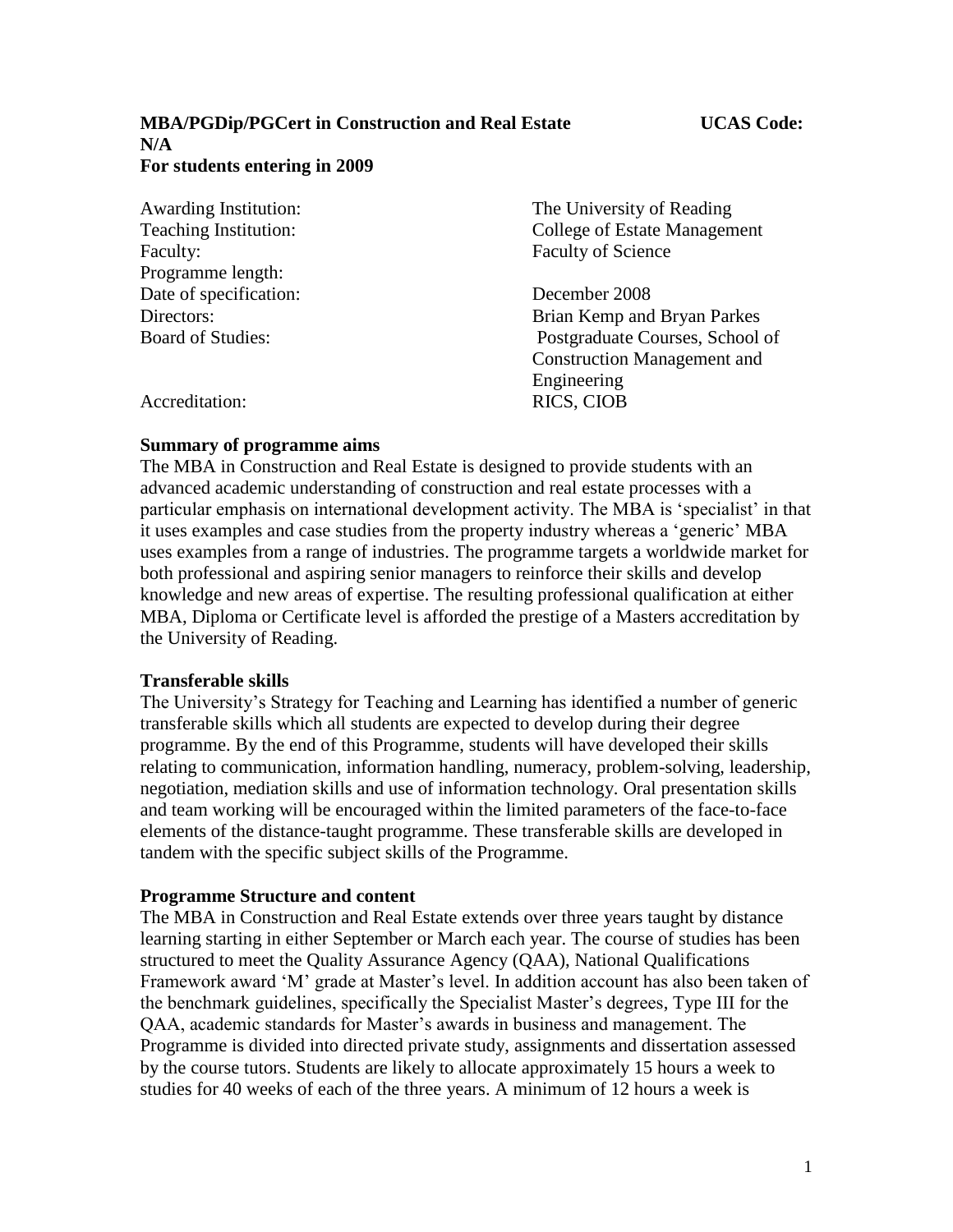**MBA/PGDip/PGCert in Construction and Real Estate UCAS Code: N/A**
**For students entering in 2009**

| | |
|---|---|
| Awarding Institution: | The University of Reading |
| Teaching Institution: | College of Estate Management |
| Faculty: | Faculty of Science |
| Programme length: | |
| Date of specification: | December 2008 |
| Directors: | Brian Kemp and Bryan Parkes |
| Board of Studies: | Postgraduate Courses, School of Construction Management and Engineering |
| Accreditation: | RICS, CIOB |

## Summary of programme aims

The MBA in Construction and Real Estate is designed to provide students with an advanced academic understanding of construction and real estate processes with a particular emphasis on international development activity. The MBA is 'specialist' in that it uses examples and case studies from the property industry whereas a 'generic' MBA uses examples from a range of industries. The programme targets a worldwide market for both professional and aspiring senior managers to reinforce their skills and develop knowledge and new areas of expertise. The resulting professional qualification at either MBA, Diploma or Certificate level is afforded the prestige of a Masters accreditation by the University of Reading.

## Transferable skills

The University's Strategy for Teaching and Learning has identified a number of generic transferable skills which all students are expected to develop during their degree programme. By the end of this Programme, students will have developed their skills relating to communication, information handling, numeracy, problem-solving, leadership, negotiation, mediation skills and use of information technology. Oral presentation skills and team working will be encouraged within the limited parameters of the face-to-face elements of the distance-taught programme. These transferable skills are developed in tandem with the specific subject skills of the Programme.

## Programme Structure and content

The MBA in Construction and Real Estate extends over three years taught by distance learning starting in either September or March each year. The course of studies has been structured to meet the Quality Assurance Agency (QAA), National Qualifications Framework award 'M' grade at Master's level. In addition account has also been taken of the benchmark guidelines, specifically the Specialist Master's degrees, Type III for the QAA, academic standards for Master's awards in business and management. The Programme is divided into directed private study, assignments and dissertation assessed by the course tutors. Students are likely to allocate approximately 15 hours a week to studies for 40 weeks of each of the three years. A minimum of 12 hours a week is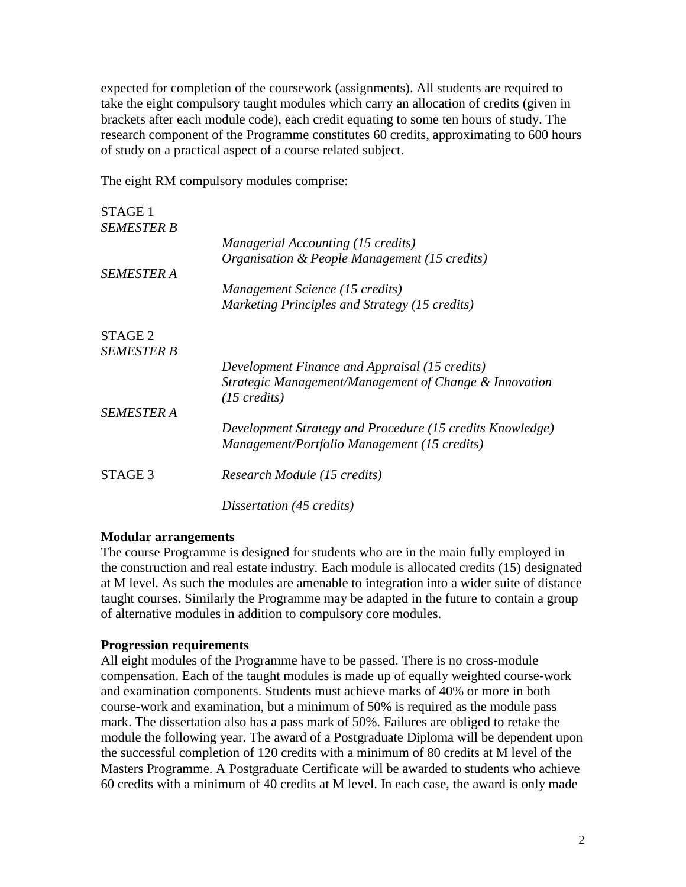expected for completion of the coursework (assignments). All students are required to take the eight compulsory taught modules which carry an allocation of credits (given in brackets after each module code), each credit equating to some ten hours of study. The research component of the Programme constitutes 60 credits, approximating to 600 hours of study on a practical aspect of a course related subject.

The eight RM compulsory modules comprise:

STAGE 1

*SEMESTER B*

- *Managerial Accounting (15 credits)*
- *Organisation & People Management (15 credits)*

*SEMESTER A*

- *Management Science (15 credits)*
- *Marketing Principles and Strategy (15 credits)*

STAGE 2

*SEMESTER B*

- *Development Finance and Appraisal (15 credits)*
- *Strategic Management/Management of Change & Innovation (15 credits)*

*SEMESTER A*

- *Development Strategy and Procedure (15 credits Knowledge) Management/Portfolio Management (15 credits)*

STAGE 3

- *Research Module (15 credits)*
- *Dissertation (45 credits)*

**Modular arrangements**

The course Programme is designed for students who are in the main fully employed in the construction and real estate industry. Each module is allocated credits (15) designated at M level. As such the modules are amenable to integration into a wider suite of distance taught courses. Similarly the Programme may be adapted in the future to contain a group of alternative modules in addition to compulsory core modules.

**Progression requirements**

All eight modules of the Programme have to be passed. There is no cross-module compensation. Each of the taught modules is made up of equally weighted course-work and examination components. Students must achieve marks of 40% or more in both course-work and examination, but a minimum of 50% is required as the module pass mark. The dissertation also has a pass mark of 50%. Failures are obliged to retake the module the following year. The award of a Postgraduate Diploma will be dependent upon the successful completion of 120 credits with a minimum of 80 credits at M level of the Masters Programme. A Postgraduate Certificate will be awarded to students who achieve 60 credits with a minimum of 40 credits at M level. In each case, the award is only made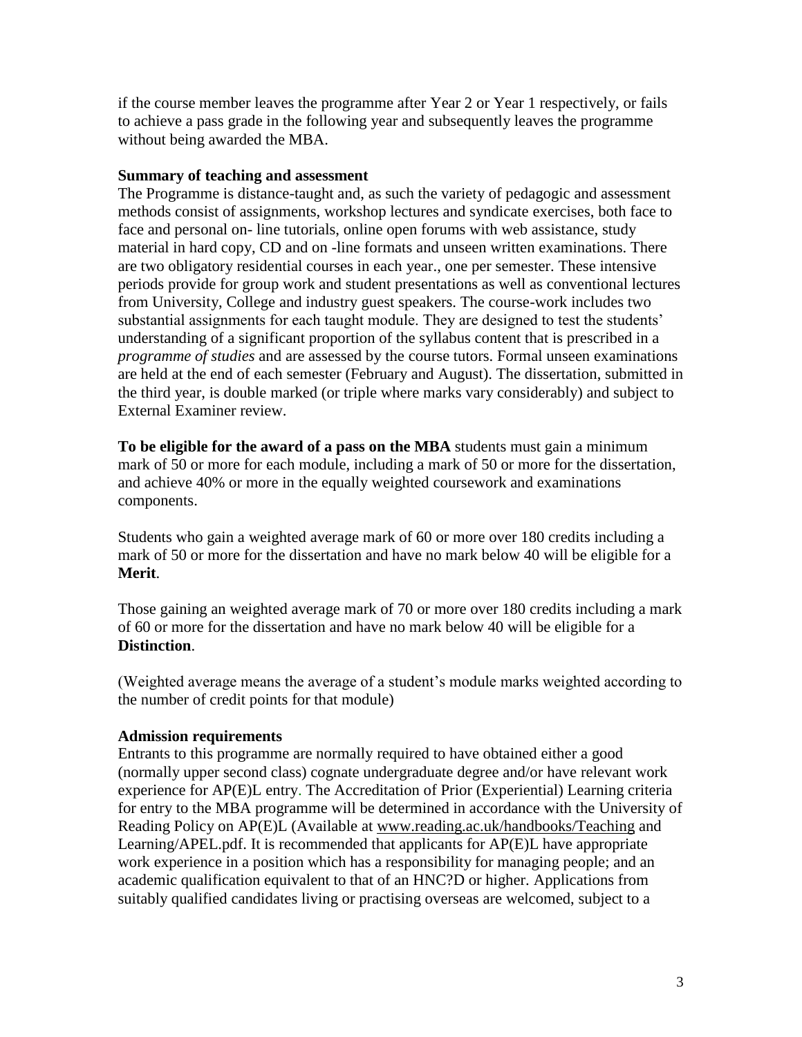if the course member leaves the programme after Year 2 or Year 1 respectively, or fails to achieve a pass grade in the following year and subsequently leaves the programme without being awarded the MBA.

**Summary of teaching and assessment**

The Programme is distance-taught and, as such the variety of pedagogic and assessment methods consist of assignments, workshop lectures and syndicate exercises, both face to face and personal on- line tutorials, online open forums with web assistance, study material in hard copy, CD and on -line formats and unseen written examinations. There are two obligatory residential courses in each year., one per semester. These intensive periods provide for group work and student presentations as well as conventional lectures from University, College and industry guest speakers. The course-work includes two substantial assignments for each taught module. They are designed to test the students' understanding of a significant proportion of the syllabus content that is prescribed in a *programme of studies* and are assessed by the course tutors. Formal unseen examinations are held at the end of each semester (February and August). The dissertation, submitted in the third year, is double marked (or triple where marks vary considerably) and subject to External Examiner review.

**To be eligible for the award of a pass on the MBA** students must gain a minimum mark of 50 or more for each module, including a mark of 50 or more for the dissertation, and achieve 40% or more in the equally weighted coursework and examinations components.

Students who gain a weighted average mark of 60 or more over 180 credits including a mark of 50 or more for the dissertation and have no mark below 40 will be eligible for a **Merit**.

Those gaining an weighted average mark of 70 or more over 180 credits including a mark of 60 or more for the dissertation and have no mark below 40 will be eligible for a **Distinction**.

(Weighted average means the average of a student's module marks weighted according to the number of credit points for that module)

**Admission requirements**

Entrants to this programme are normally required to have obtained either a good (normally upper second class) cognate undergraduate degree and/or have relevant work experience for AP(E)L entry. The Accreditation of Prior (Experiential) Learning criteria for entry to the MBA programme will be determined in accordance with the University of Reading Policy on AP(E)L (Available at www.reading.ac.uk/handbooks/Teaching and Learning/APEL.pdf. It is recommended that applicants for AP(E)L have appropriate work experience in a position which has a responsibility for managing people; and an academic qualification equivalent to that of an HNC?D or higher. Applications from suitably qualified candidates living or practising overseas are welcomed, subject to a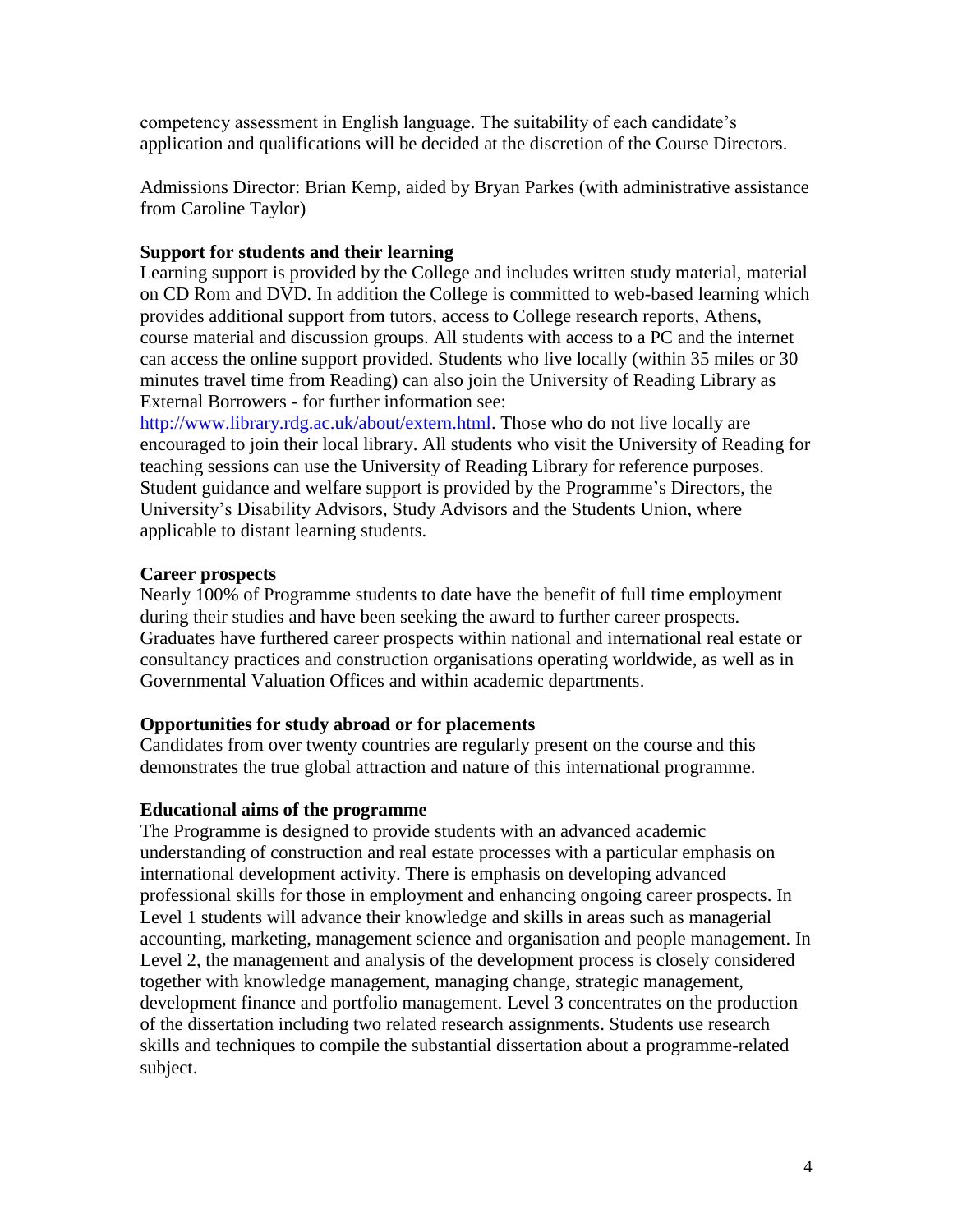competency assessment in English language. The suitability of each candidate's application and qualifications will be decided at the discretion of the Course Directors.

Admissions Director: Brian Kemp, aided by Bryan Parkes (with administrative assistance from Caroline Taylor)

**Support for students and their learning**

Learning support is provided by the College and includes written study material, material on CD Rom and DVD. In addition the College is committed to web-based learning which provides additional support from tutors, access to College research reports, Athens, course material and discussion groups. All students with access to a PC and the internet can access the online support provided. Students who live locally (within 35 miles or 30 minutes travel time from Reading) can also join the University of Reading Library as External Borrowers - for further information see: http://www.library.rdg.ac.uk/about/extern.html. Those who do not live locally are encouraged to join their local library. All students who visit the University of Reading for teaching sessions can use the University of Reading Library for reference purposes. Student guidance and welfare support is provided by the Programme's Directors, the University's Disability Advisors, Study Advisors and the Students Union, where applicable to distant learning students.

**Career prospects**

Nearly 100% of Programme students to date have the benefit of full time employment during their studies and have been seeking the award to further career prospects. Graduates have furthered career prospects within national and international real estate or consultancy practices and construction organisations operating worldwide, as well as in Governmental Valuation Offices and within academic departments.

**Opportunities for study abroad or for placements**

Candidates from over twenty countries are regularly present on the course and this demonstrates the true global attraction and nature of this international programme.

**Educational aims of the programme**

The Programme is designed to provide students with an advanced academic understanding of construction and real estate processes with a particular emphasis on international development activity. There is emphasis on developing advanced professional skills for those in employment and enhancing ongoing career prospects. In Level 1 students will advance their knowledge and skills in areas such as managerial accounting, marketing, management science and organisation and people management. In Level 2, the management and analysis of the development process is closely considered together with knowledge management, managing change, strategic management, development finance and portfolio management. Level 3 concentrates on the production of the dissertation including two related research assignments. Students use research skills and techniques to compile the substantial dissertation about a programme-related subject.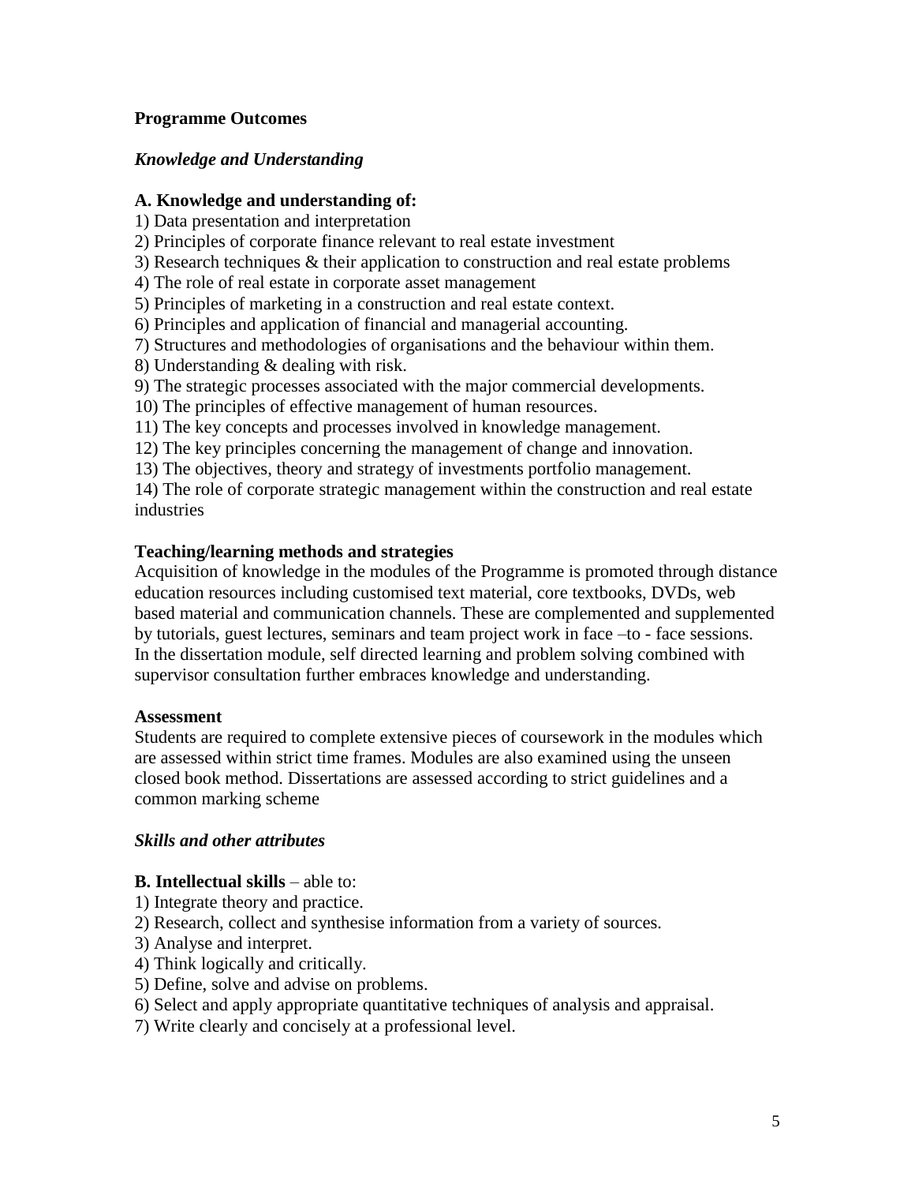**Programme Outcomes**

***Knowledge and Understanding***

**A. Knowledge and understanding of:**

1) Data presentation and interpretation
2) Principles of corporate finance relevant to real estate investment
3) Research techniques & their application to construction and real estate problems
4) The role of real estate in corporate asset management
5) Principles of marketing in a construction and real estate context.
6) Principles and application of financial and managerial accounting.
7) Structures and methodologies of organisations and the behaviour within them.
8) Understanding & dealing with risk.
9) The strategic processes associated with the major commercial developments.
10) The principles of effective management of human resources.
11) The key concepts and processes involved in knowledge management.
12) The key principles concerning the management of change and innovation.
13) The objectives, theory and strategy of investments portfolio management.
14) The role of corporate strategic management within the construction and real estate industries

**Teaching/learning methods and strategies**

Acquisition of knowledge in the modules of the Programme is promoted through distance education resources including customised text material, core textbooks, DVDs, web based material and communication channels. These are complemented and supplemented by tutorials, guest lectures, seminars and team project work in face –to - face sessions. In the dissertation module, self directed learning and problem solving combined with supervisor consultation further embraces knowledge and understanding.

**Assessment**

Students are required to complete extensive pieces of coursework in the modules which are assessed within strict time frames. Modules are also examined using the unseen closed book method. Dissertations are assessed according to strict guidelines and a common marking scheme

***Skills and other attributes***

**B. Intellectual skills** – able to:

1) Integrate theory and practice.
2) Research, collect and synthesise information from a variety of sources.
3) Analyse and interpret.
4) Think logically and critically.
5) Define, solve and advise on problems.
6) Select and apply appropriate quantitative techniques of analysis and appraisal.
7) Write clearly and concisely at a professional level.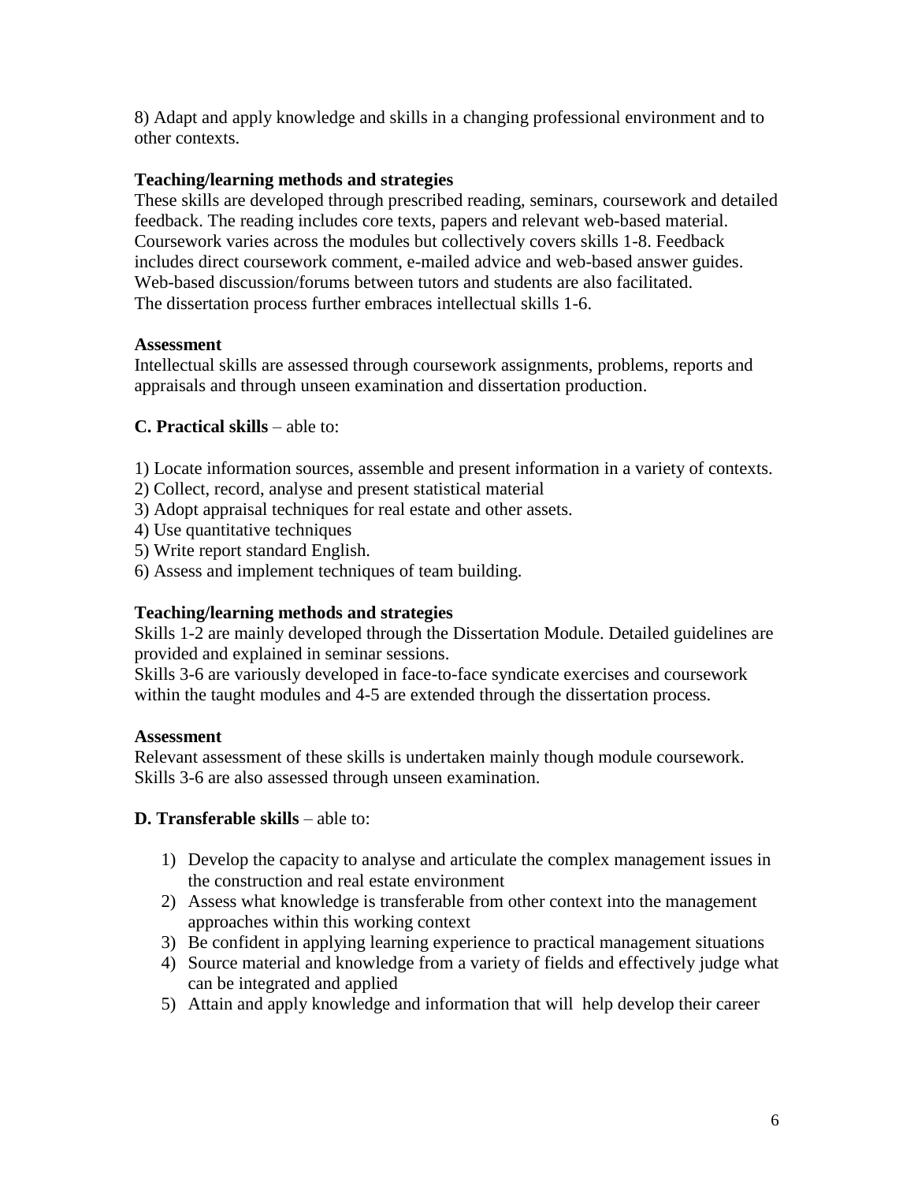8) Adapt and apply knowledge and skills in a changing professional environment and to other contexts.

**Teaching/learning methods and strategies**
These skills are developed through prescribed reading, seminars, coursework and detailed feedback. The reading includes core texts, papers and relevant web-based material. Coursework varies across the modules but collectively covers skills 1-8. Feedback includes direct coursework comment, e-mailed advice and web-based answer guides. Web-based discussion/forums between tutors and students are also facilitated.
The dissertation process further embraces intellectual skills 1-6.

**Assessment**
Intellectual skills are assessed through coursework assignments, problems, reports and appraisals and through unseen examination and dissertation production.

**C. Practical skills** – able to:

1) Locate information sources, assemble and present information in a variety of contexts.
2) Collect, record, analyse and present statistical material
3) Adopt appraisal techniques for real estate and other assets.
4) Use quantitative techniques
5) Write report standard English.
6) Assess and implement techniques of team building.

**Teaching/learning methods and strategies**
Skills 1-2 are mainly developed through the Dissertation Module. Detailed guidelines are provided and explained in seminar sessions.
Skills 3-6 are variously developed in face-to-face syndicate exercises and coursework within the taught modules and 4-5 are extended through the dissertation process.

**Assessment**
Relevant assessment of these skills is undertaken mainly though module coursework. Skills 3-6 are also assessed through unseen examination.

**D. Transferable skills** – able to:

1) Develop the capacity to analyse and articulate the complex management issues in the construction and real estate environment
2) Assess what knowledge is transferable from other context into the management approaches within this working context
3) Be confident in applying learning experience to practical management situations
4) Source material and knowledge from a variety of fields and effectively judge what can be integrated and applied
5) Attain and apply knowledge and information that will help develop their career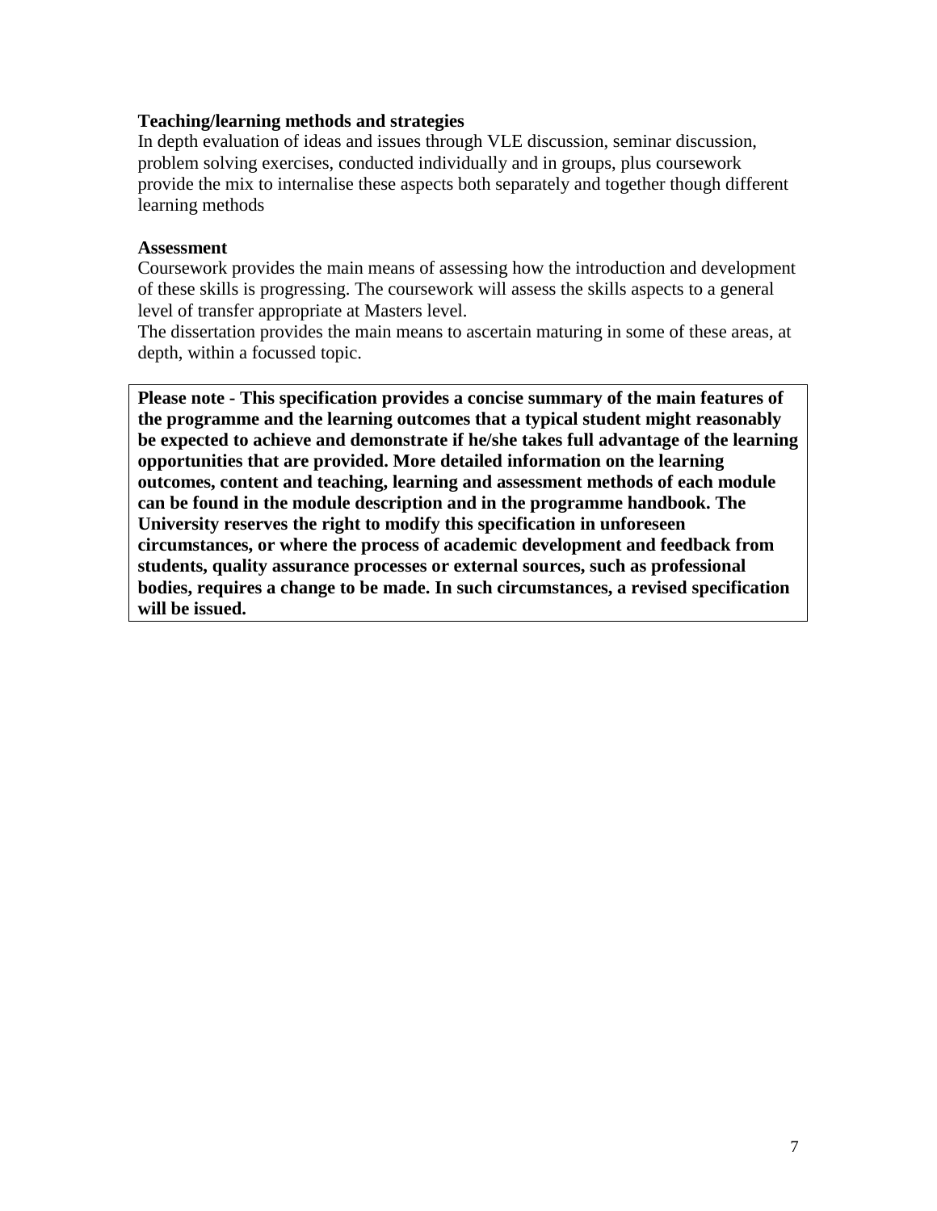**Teaching/learning methods and strategies**

In depth evaluation of ideas and issues through VLE discussion, seminar discussion, problem solving exercises, conducted individually and in groups, plus coursework provide the mix to internalise these aspects both separately and together though different learning methods

**Assessment**

Coursework provides the main means of assessing how the introduction and development of these skills is progressing. The coursework will assess the skills aspects to a general level of transfer appropriate at Masters level.

The dissertation provides the main means to ascertain maturing in some of these areas, at depth, within a focussed topic.

**Please note - This specification provides a concise summary of the main features of the programme and the learning outcomes that a typical student might reasonably be expected to achieve and demonstrate if he/she takes full advantage of the learning opportunities that are provided. More detailed information on the learning outcomes, content and teaching, learning and assessment methods of each module can be found in the module description and in the programme handbook. The University reserves the right to modify this specification in unforeseen circumstances, or where the process of academic development and feedback from students, quality assurance processes or external sources, such as professional bodies, requires a change to be made. In such circumstances, a revised specification will be issued.**